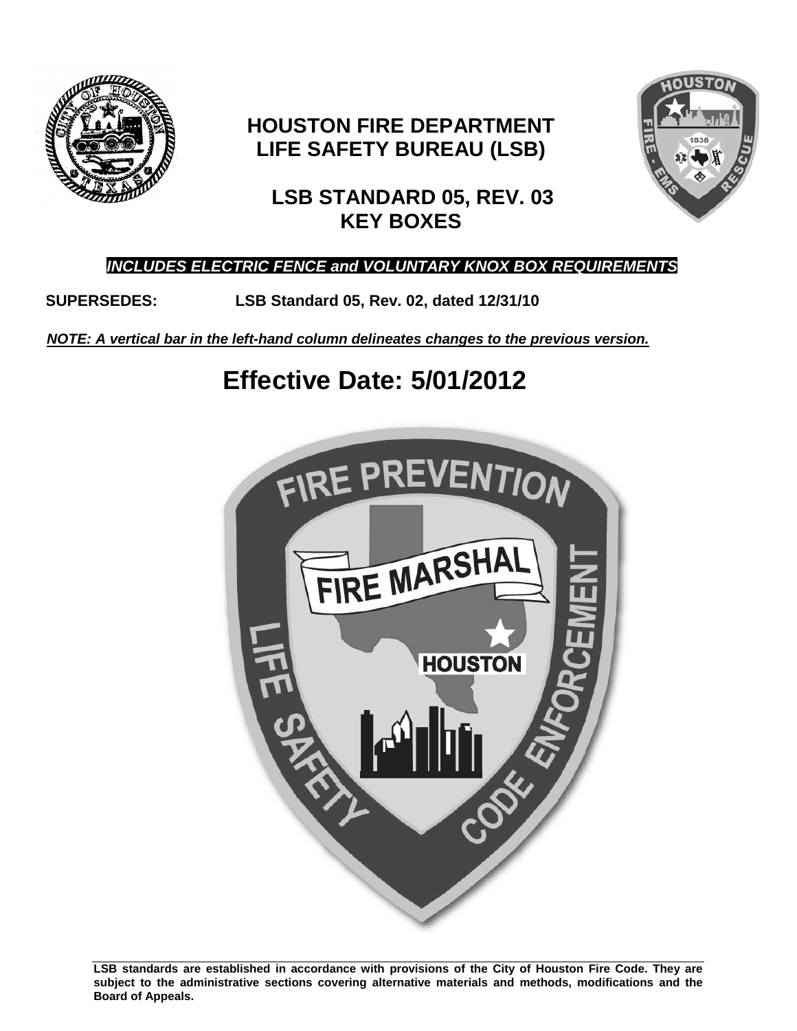# HOUSTON FIRE DEPARTMENT
# LIFE SAFETY BUREAU (LSB)

## LSB STANDARD 05, REV. 03
## KEY BOXES

***INCLUDES ELECTRIC FENCE and VOLUNTARY KNOX BOX REQUIREMENTS***

**SUPERSEDES:** **LSB Standard 05, Rev. 02, dated 12/31/10**

***NOTE: A vertical bar in the left-hand column delineates changes to the previous version.***

# Effective Date: 5/01/2012

**LSB standards are established in accordance with provisions of the City of Houston Fire Code. They are subject to the administrative sections covering alternative materials and methods, modifications and the Board of Appeals.**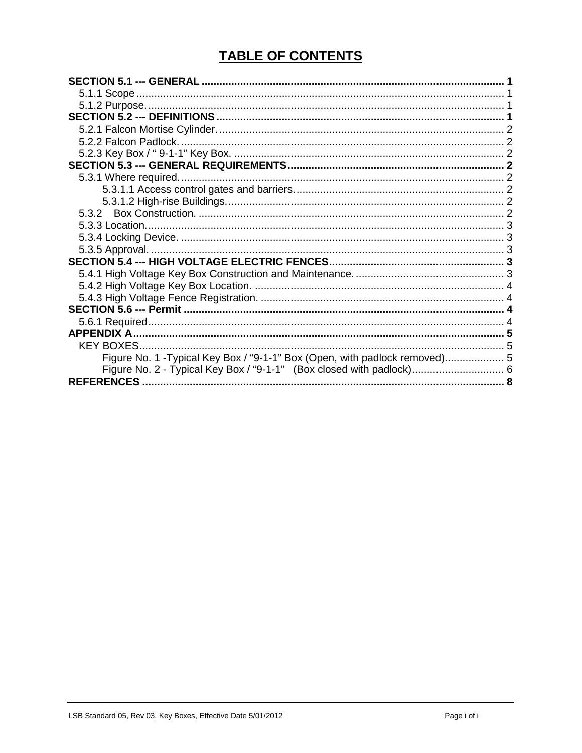# TABLE OF CONTENTS

**SECTION 5.1 --- GENERAL** ..................................................................................................... **1**
- 5.1.1 Scope ........................................................................................................................... 1
- 5.1.2 Purpose. ....................................................................................................................... 1

**SECTION 5.2 --- DEFINITIONS** ................................................................................................ **1**
- 5.2.1 Falcon Mortise Cylinder. ............................................................................................... 2
- 5.2.2 Falcon Padlock. ............................................................................................................ 2
- 5.2.3 Key Box / " 9-1-1" Key Box. .......................................................................................... 2

**SECTION 5.3 --- GENERAL REQUIREMENTS** ........................................................................ **2**
- 5.3.1 Where required. ............................................................................................................ 2
  - 5.3.1.1 Access control gates and barriers. ..................................................................... 2
  - 5.3.1.2 High-rise Buildings. ............................................................................................ 2
- 5.3.2 Box Construction. ....................................................................................................... 2
- 5.3.3 Location. ....................................................................................................................... 3
- 5.3.4 Locking Device. ............................................................................................................ 3
- 5.3.5 Approval. ...................................................................................................................... 3

**SECTION 5.4 --- HIGH VOLTAGE ELECTRIC FENCES** .......................................................... **3**
- 5.4.1 High Voltage Key Box Construction and Maintenance. ................................................. 3
- 5.4.2 High Voltage Key Box Location. ................................................................................... 4
- 5.4.3 High Voltage Fence Registration. ................................................................................. 4

**SECTION 5.6 --- Permit** ........................................................................................................... **4**
- 5.6.1 Required ....................................................................................................................... 4

**APPENDIX A** ............................................................................................................................ **5**
- KEY BOXES .......................................................................................................................... 5
  - Figure No. 1 -Typical Key Box / "9-1-1" Box (Open, with padlock removed) ................... 5
  - Figure No. 2 - Typical Key Box / "9-1-1" (Box closed with padlock) ............................... 6

**REFERENCES** ......................................................................................................................... **8**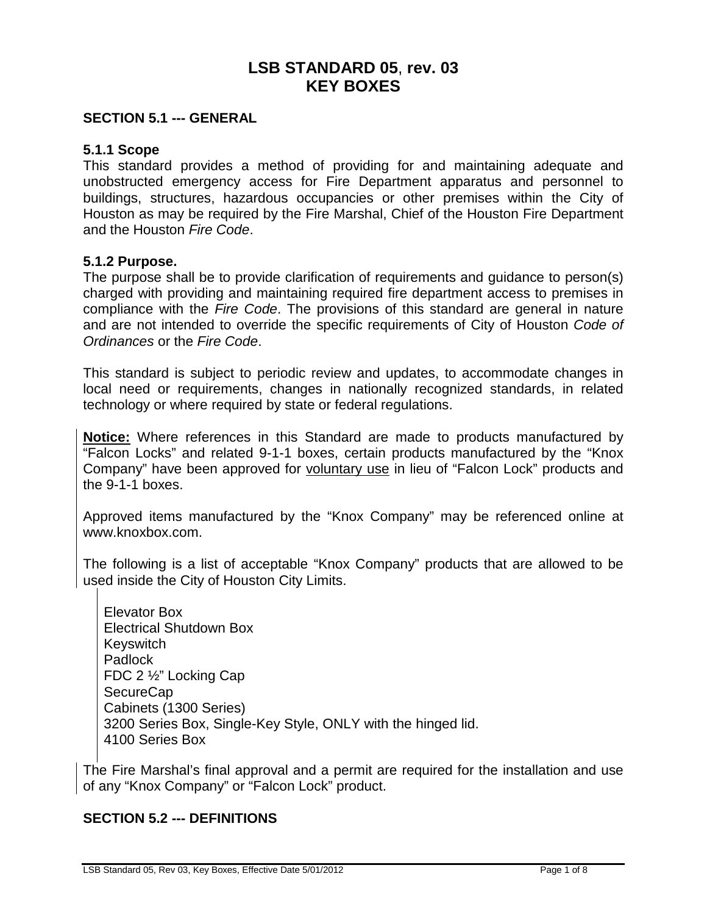# LSB STANDARD 05, rev. 03
# KEY BOXES

## SECTION 5.1 --- GENERAL

### 5.1.1 Scope

This standard provides a method of providing for and maintaining adequate and unobstructed emergency access for Fire Department apparatus and personnel to buildings, structures, hazardous occupancies or other premises within the City of Houston as may be required by the Fire Marshal, Chief of the Houston Fire Department and the Houston *Fire Code*.

### 5.1.2 Purpose.

The purpose shall be to provide clarification of requirements and guidance to person(s) charged with providing and maintaining required fire department access to premises in compliance with the *Fire Code*. The provisions of this standard are general in nature and are not intended to override the specific requirements of City of Houston *Code of Ordinances* or the *Fire Code*.

This standard is subject to periodic review and updates, to accommodate changes in local need or requirements, changes in nationally recognized standards, in related technology or where required by state or federal regulations.

**Notice:** Where references in this Standard are made to products manufactured by "Falcon Locks" and related 9-1-1 boxes, certain products manufactured by the "Knox Company" have been approved for voluntary use in lieu of "Falcon Lock" products and the 9-1-1 boxes.

Approved items manufactured by the "Knox Company" may be referenced online at www.knoxbox.com.

The following is a list of acceptable "Knox Company" products that are allowed to be used inside the City of Houston City Limits.

- Elevator Box
- Electrical Shutdown Box
- Keyswitch
- Padlock
- FDC 2 ½" Locking Cap
- SecureCap
- Cabinets (1300 Series)
- 3200 Series Box, Single-Key Style, ONLY with the hinged lid.
- 4100 Series Box

The Fire Marshal's final approval and a permit are required for the installation and use of any "Knox Company" or "Falcon Lock" product.

## SECTION 5.2 --- DEFINITIONS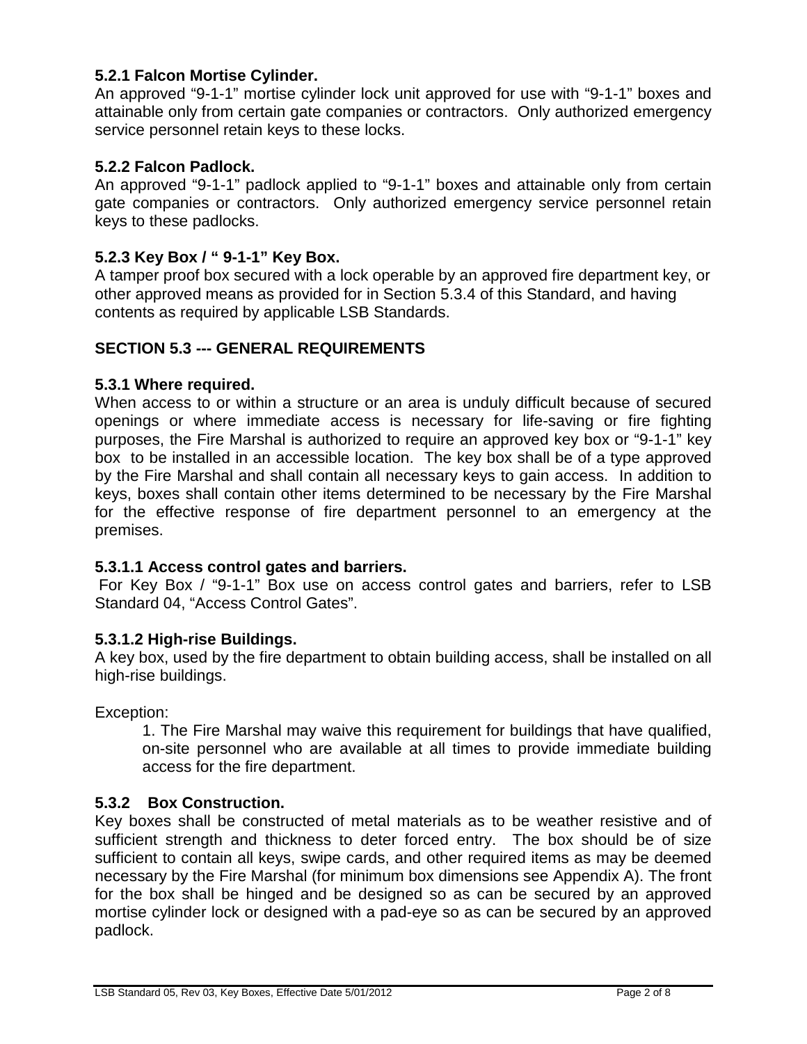### 5.2.1 Falcon Mortise Cylinder.

An approved "9-1-1" mortise cylinder lock unit approved for use with "9-1-1" boxes and attainable only from certain gate companies or contractors. Only authorized emergency service personnel retain keys to these locks.

### 5.2.2 Falcon Padlock.

An approved "9-1-1" padlock applied to "9-1-1" boxes and attainable only from certain gate companies or contractors. Only authorized emergency service personnel retain keys to these padlocks.

### 5.2.3 Key Box / " 9-1-1" Key Box.

A tamper proof box secured with a lock operable by an approved fire department key, or other approved means as provided for in Section 5.3.4 of this Standard, and having contents as required by applicable LSB Standards.

## SECTION 5.3 --- GENERAL REQUIREMENTS

### 5.3.1 Where required.

When access to or within a structure or an area is unduly difficult because of secured openings or where immediate access is necessary for life-saving or fire fighting purposes, the Fire Marshal is authorized to require an approved key box or "9-1-1" key box to be installed in an accessible location. The key box shall be of a type approved by the Fire Marshal and shall contain all necessary keys to gain access. In addition to keys, boxes shall contain other items determined to be necessary by the Fire Marshal for the effective response of fire department personnel to an emergency at the premises.

#### 5.3.1.1 Access control gates and barriers.

For Key Box / "9-1-1" Box use on access control gates and barriers, refer to LSB Standard 04, "Access Control Gates".

#### 5.3.1.2 High-rise Buildings.

A key box, used by the fire department to obtain building access, shall be installed on all high-rise buildings.

Exception:

1. The Fire Marshal may waive this requirement for buildings that have qualified, on-site personnel who are available at all times to provide immediate building access for the fire department.

### 5.3.2 Box Construction.

Key boxes shall be constructed of metal materials as to be weather resistive and of sufficient strength and thickness to deter forced entry. The box should be of size sufficient to contain all keys, swipe cards, and other required items as may be deemed necessary by the Fire Marshal (for minimum box dimensions see Appendix A). The front for the box shall be hinged and be designed so as can be secured by an approved mortise cylinder lock or designed with a pad-eye so as can be secured by an approved padlock.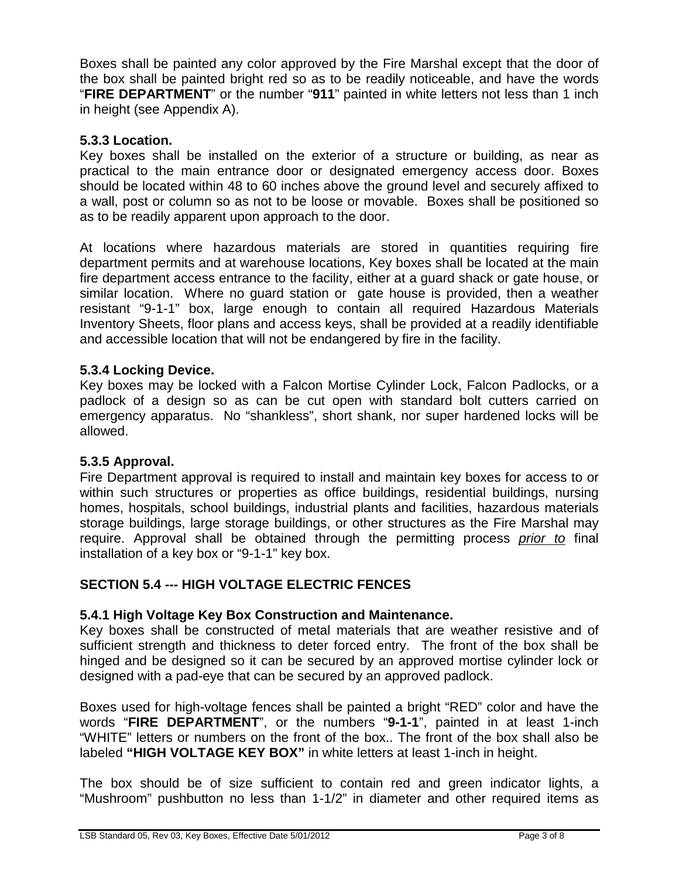Boxes shall be painted any color approved by the Fire Marshal except that the door of the box shall be painted bright red so as to be readily noticeable, and have the words "**FIRE DEPARTMENT**" or the number "**911**" painted in white letters not less than 1 inch in height (see Appendix A).

### 5.3.3 Location.

Key boxes shall be installed on the exterior of a structure or building, as near as practical to the main entrance door or designated emergency access door. Boxes should be located within 48 to 60 inches above the ground level and securely affixed to a wall, post or column so as not to be loose or movable. Boxes shall be positioned so as to be readily apparent upon approach to the door.

At locations where hazardous materials are stored in quantities requiring fire department permits and at warehouse locations, Key boxes shall be located at the main fire department access entrance to the facility, either at a guard shack or gate house, or similar location. Where no guard station or gate house is provided, then a weather resistant "9-1-1" box, large enough to contain all required Hazardous Materials Inventory Sheets, floor plans and access keys, shall be provided at a readily identifiable and accessible location that will not be endangered by fire in the facility.

### 5.3.4 Locking Device.

Key boxes may be locked with a Falcon Mortise Cylinder Lock, Falcon Padlocks, or a padlock of a design so as can be cut open with standard bolt cutters carried on emergency apparatus. No "shankless", short shank, nor super hardened locks will be allowed.

### 5.3.5 Approval.

Fire Department approval is required to install and maintain key boxes for access to or within such structures or properties as office buildings, residential buildings, nursing homes, hospitals, school buildings, industrial plants and facilities, hazardous materials storage buildings, large storage buildings, or other structures as the Fire Marshal may require. Approval shall be obtained through the permitting process ***prior to*** final installation of a key box or "9-1-1" key box.

## SECTION 5.4 --- HIGH VOLTAGE ELECTRIC FENCES

### 5.4.1 High Voltage Key Box Construction and Maintenance.

Key boxes shall be constructed of metal materials that are weather resistive and of sufficient strength and thickness to deter forced entry. The front of the box shall be hinged and be designed so it can be secured by an approved mortise cylinder lock or designed with a pad-eye that can be secured by an approved padlock.

Boxes used for high-voltage fences shall be painted a bright "RED" color and have the words "**FIRE DEPARTMENT**", or the numbers "**9-1-1**", painted in at least 1-inch "WHITE" letters or numbers on the front of the box.. The front of the box shall also be labeled **"HIGH VOLTAGE KEY BOX"** in white letters at least 1-inch in height.

The box should be of size sufficient to contain red and green indicator lights, a "Mushroom" pushbutton no less than 1-1/2" in diameter and other required items as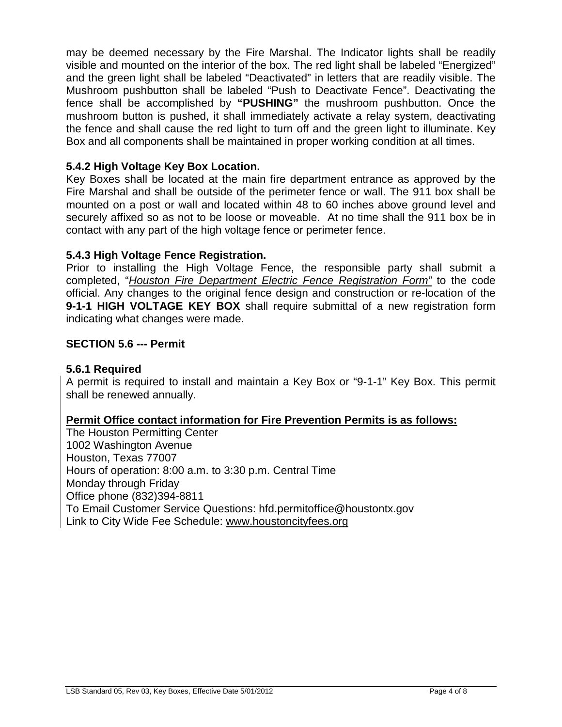may be deemed necessary by the Fire Marshal. The Indicator lights shall be readily visible and mounted on the interior of the box. The red light shall be labeled “Energized” and the green light shall be labeled “Deactivated” in letters that are readily visible. The Mushroom pushbutton shall be labeled “Push to Deactivate Fence”. Deactivating the fence shall be accomplished by **“PUSHING”** the mushroom pushbutton. Once the mushroom button is pushed, it shall immediately activate a relay system, deactivating the fence and shall cause the red light to turn off and the green light to illuminate. Key Box and all components shall be maintained in proper working condition at all times.

### 5.4.2 High Voltage Key Box Location.

Key Boxes shall be located at the main fire department entrance as approved by the Fire Marshal and shall be outside of the perimeter fence or wall. The 911 box shall be mounted on a post or wall and located within 48 to 60 inches above ground level and securely affixed so as not to be loose or moveable. At no time shall the 911 box be in contact with any part of the high voltage fence or perimeter fence.

### 5.4.3 High Voltage Fence Registration.

Prior to installing the High Voltage Fence, the responsible party shall submit a completed, “*Houston Fire Department Electric Fence Registration Form”* to the code official. Any changes to the original fence design and construction or re-location of the **9-1-1 HIGH VOLTAGE KEY BOX** shall require submittal of a new registration form indicating what changes were made.

## SECTION 5.6 --- Permit

### 5.6.1 Required

A permit is required to install and maintain a Key Box or “9-1-1” Key Box. This permit shall be renewed annually.

**Permit Office contact information for Fire Prevention Permits is as follows:**

The Houston Permitting Center
1002 Washington Avenue
Houston, Texas 77007
Hours of operation: 8:00 a.m. to 3:30 p.m. Central Time
Monday through Friday
Office phone (832)394-8811
To Email Customer Service Questions: hfd.permitoffice@houstontx.gov
Link to City Wide Fee Schedule: www.houstoncityfees.org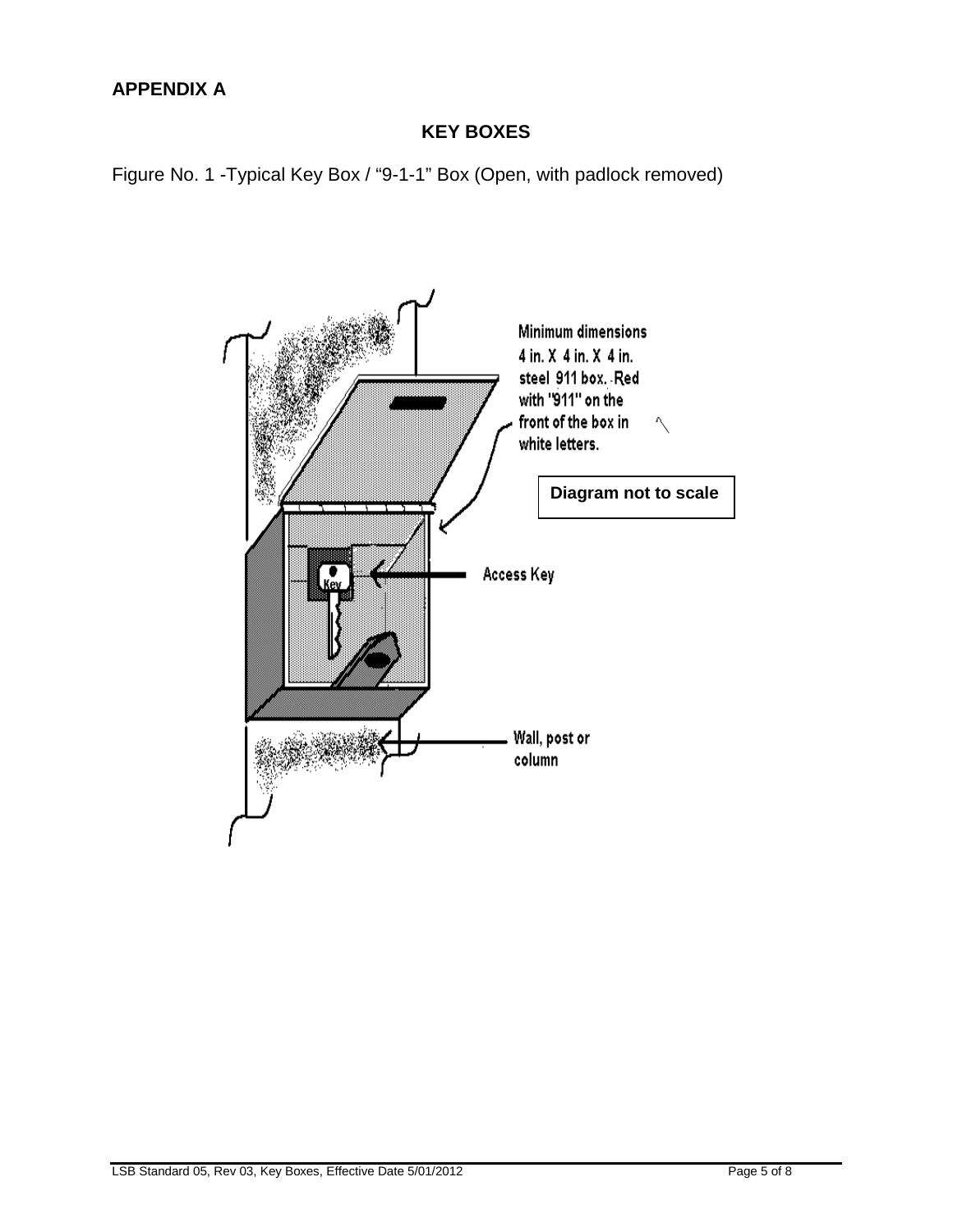## APPENDIX A

### KEY BOXES

Figure No. 1 -Typical Key Box / “9-1-1” Box (Open, with padlock removed)

Minimum dimensions 4 in. X 4 in. X 4 in. steel 911 box. Red with "911" on the front of the box in white letters.

Diagram not to scale

Access Key

Wall, post or column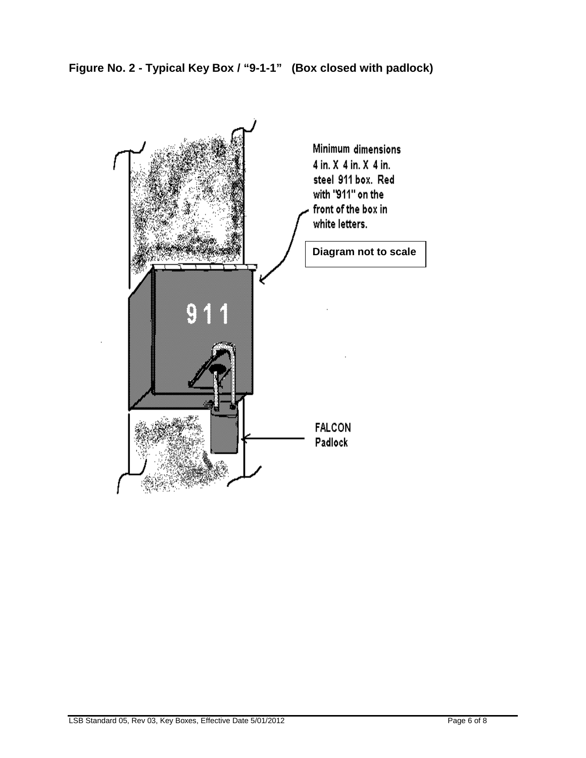**Figure No. 2 - Typical Key Box / "9-1-1" (Box closed with padlock)**

Minimum dimensions 4 in. X 4 in. X 4 in. steel 911 box. Red with "911" on the front of the box in white letters.

Diagram not to scale

911

FALCON Padlock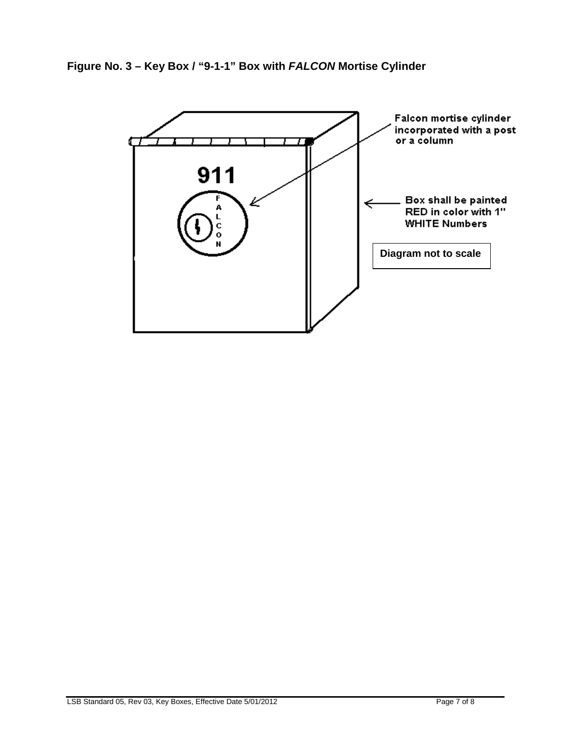**Figure No. 3 – Key Box / "9-1-1" Box with *FALCON* Mortise Cylinder**

911

FALCON

Falcon mortise cylinder incorporated with a post or a column

Box shall be painted RED in color with 1" WHITE Numbers

Diagram not to scale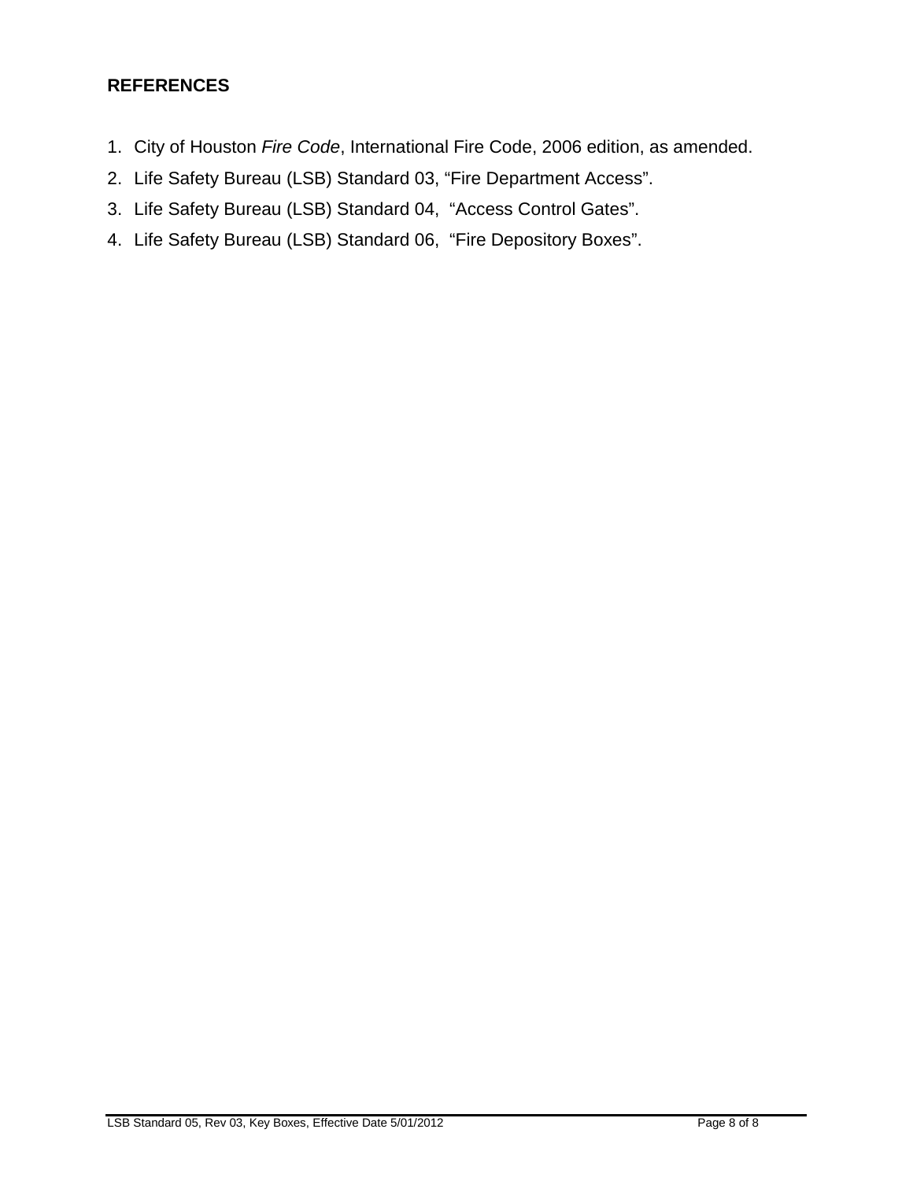## REFERENCES

1. City of Houston *Fire Code*, International Fire Code, 2006 edition, as amended.
2. Life Safety Bureau (LSB) Standard 03, “Fire Department Access”.
3. Life Safety Bureau (LSB) Standard 04, “Access Control Gates”.
4. Life Safety Bureau (LSB) Standard 06, “Fire Depository Boxes”.